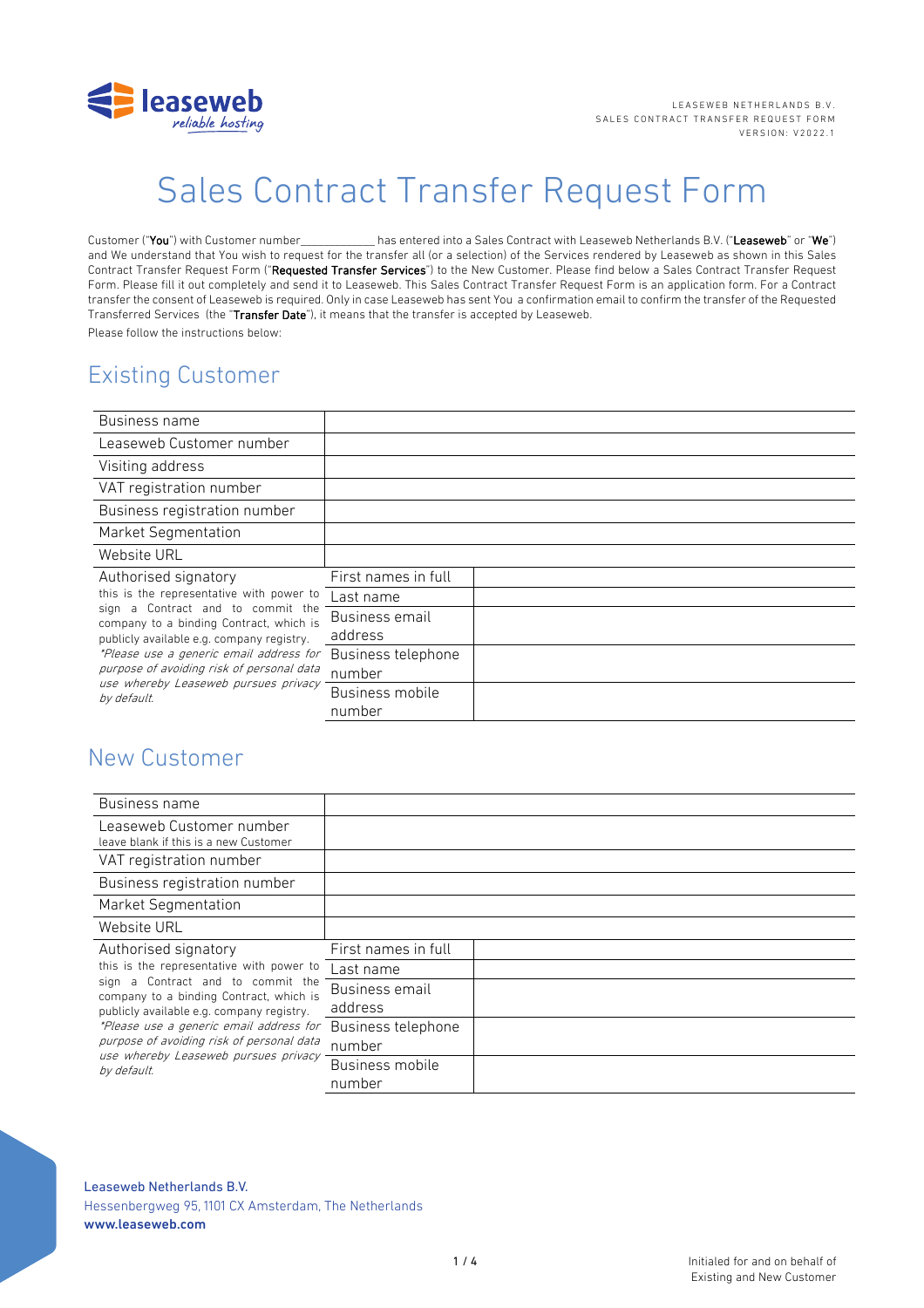# Sales Contract Transfer Request Form

Customer ("**You**") with Customer number\_\_\_\_\_\_\_\_\_\_\_\_ has entered into a Sales Contract with Leaseweb Netherlands B.V. ("**Leaseweb**" or "**We**") and We understand that You wish to request for the transfer all (or a selection) of the Services rendered by Leaseweb as shown in this Sales Contract Transfer Request Form ("**Requested Transfer Services**") to the New Customer. Please find below a Sales Contract Transfer Request Form. Please fill it out completely and send it to Leaseweb. This Sales Contract Transfer Request Form is an application form. For a Contract transfer the consent of Leaseweb is required. Only in case Leaseweb has sent You a confirmation email to confirm the transfer of the Requested Transferred Services (the "**Transfer Date**"), it means that the transfer is accepted by Leaseweb.

Please follow the instructions below:

## Existing Customer

| | | |
|---|---|---|
| Business name | | |
| Leaseweb Customer number | | |
| Visiting address | | |
| VAT registration number | | |
| Business registration number | | |
| Market Segmentation | | |
| Website URL | | |
| Authorised signatory<br>this is the representative with power to sign a Contract and to commit the company to a binding Contract, which is publicly available e.g. company registry.<br>*\*Please use a generic email address for purpose of avoiding risk of personal data use whereby Leaseweb pursues privacy by default.* | First names in full | |
| | Last name | |
| | Business email address | |
| | Business telephone number | |
| | Business mobile number | |

## New Customer

| | | |
|---|---|---|
| Business name | | |
| Leaseweb Customer number<br>leave blank if this is a new Customer | | |
| VAT registration number | | |
| Business registration number | | |
| Market Segmentation | | |
| Website URL | | |
| Authorised signatory<br>this is the representative with power to sign a Contract and to commit the company to a binding Contract, which is publicly available e.g. company registry.<br>*\*Please use a generic email address for purpose of avoiding risk of personal data use whereby Leaseweb pursues privacy by default.* | First names in full | |
| | Last name | |
| | Business email address | |
| | Business telephone number | |
| | Business mobile number | |

Initialed for and on behalf of Existing and New Customer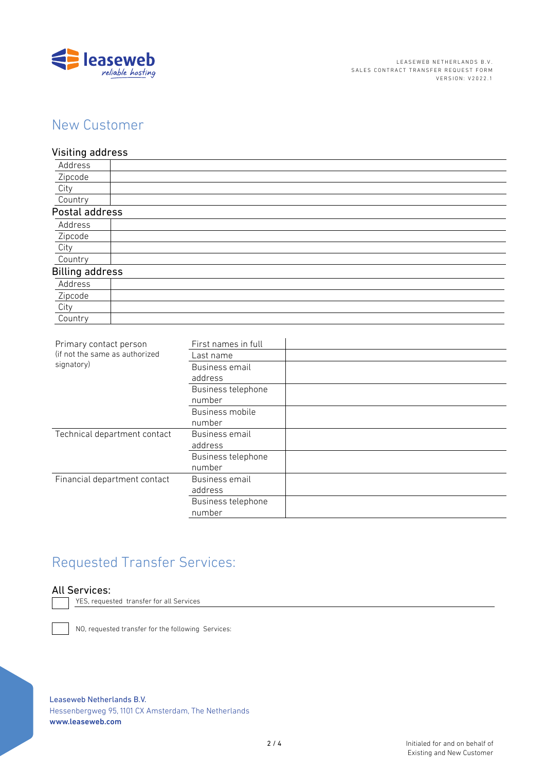## New Customer

### Visiting address

| | |
|---|---|
| Address | |
| Zipcode | |
| City | |
| Country | |

### Postal address

| | |
|---|---|
| Address | |
| Zipcode | |
| City | |
| Country | |

### Billing address

| | |
|---|---|
| Address | |
| Zipcode | |
| City | |
| Country | |

| | | |
|---|---|---|
| Primary contact person (if not the same as authorized signatory) | First names in full | |
| | Last name | |
| | Business email address | |
| | Business telephone number | |
| | Business mobile number | |
| Technical department contact | Business email address | |
| | Business telephone number | |
| Financial department contact | Business email address | |
| | Business telephone number | |

## Requested Transfer Services:

### All Services:

☐ YES, requested transfer for all Services

☐ NO, requested transfer for the following Services:

Leaseweb Netherlands B.V.
Hessenbergweg 95, 1101 CX Amsterdam, The Netherlands
www.leaseweb.com

Initialed for and on behalf of Existing and New Customer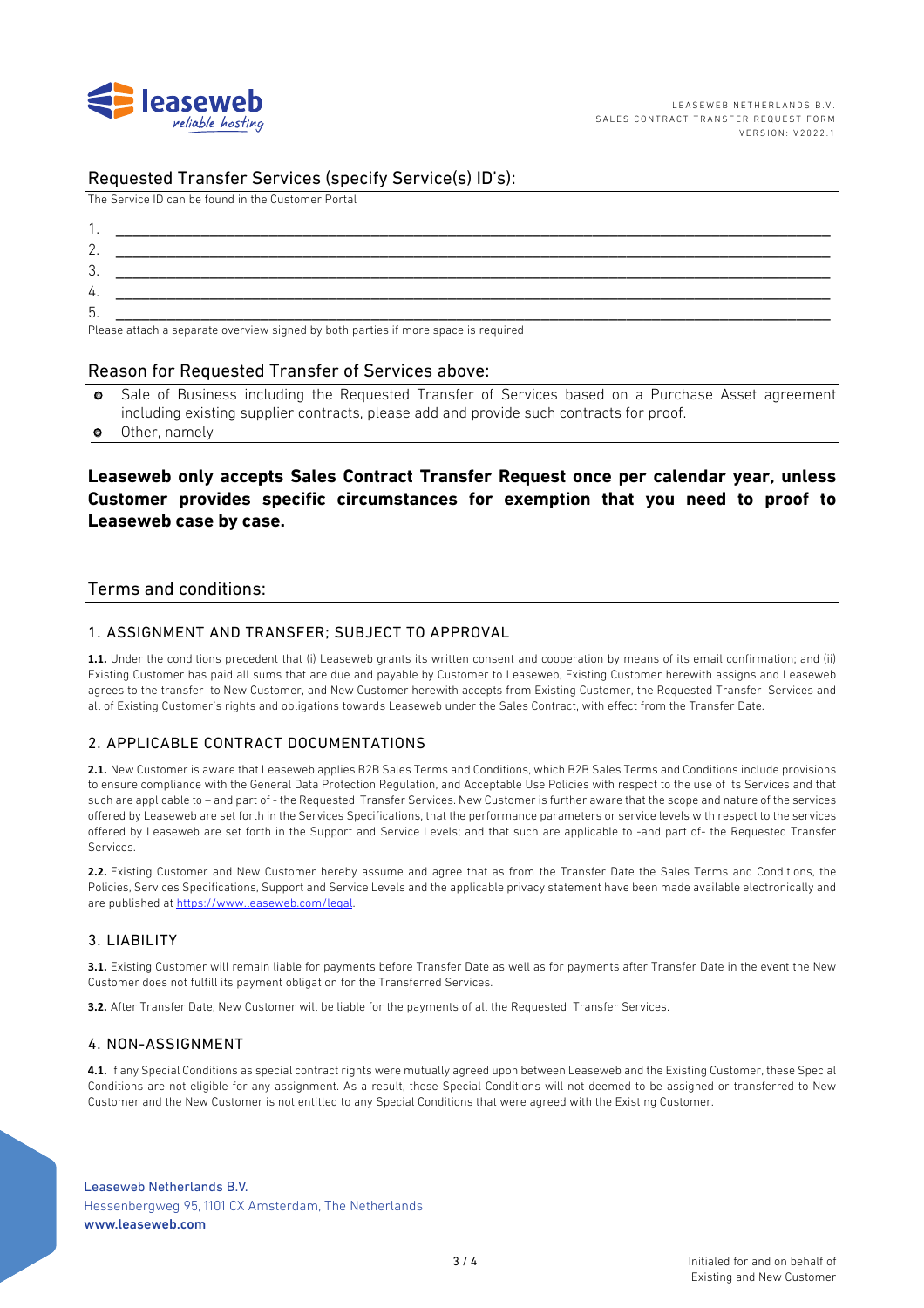## Requested Transfer Services (specify Service(s) ID's):

The Service ID can be found in the Customer Portal

1. \_\_\_\_\_\_\_\_\_\_\_\_\_\_\_\_\_\_\_\_\_\_\_\_\_\_\_\_\_\_\_\_\_\_\_\_\_\_\_\_\_\_\_\_\_\_\_\_\_\_\_\_\_\_\_\_\_\_\_\_
2. \_\_\_\_\_\_\_\_\_\_\_\_\_\_\_\_\_\_\_\_\_\_\_\_\_\_\_\_\_\_\_\_\_\_\_\_\_\_\_\_\_\_\_\_\_\_\_\_\_\_\_\_\_\_\_\_\_\_\_\_
3. \_\_\_\_\_\_\_\_\_\_\_\_\_\_\_\_\_\_\_\_\_\_\_\_\_\_\_\_\_\_\_\_\_\_\_\_\_\_\_\_\_\_\_\_\_\_\_\_\_\_\_\_\_\_\_\_\_\_\_\_
4. \_\_\_\_\_\_\_\_\_\_\_\_\_\_\_\_\_\_\_\_\_\_\_\_\_\_\_\_\_\_\_\_\_\_\_\_\_\_\_\_\_\_\_\_\_\_\_\_\_\_\_\_\_\_\_\_\_\_\_\_
5. \_\_\_\_\_\_\_\_\_\_\_\_\_\_\_\_\_\_\_\_\_\_\_\_\_\_\_\_\_\_\_\_\_\_\_\_\_\_\_\_\_\_\_\_\_\_\_\_\_\_\_\_\_\_\_\_\_\_\_\_

Please attach a separate overview signed by both parties if more space is required

## Reason for Requested Transfer of Services above:

- Sale of Business including the Requested Transfer of Services based on a Purchase Asset agreement including existing supplier contracts, please add and provide such contracts for proof.
- Other, namely

**Leaseweb only accepts Sales Contract Transfer Request once per calendar year, unless Customer provides specific circumstances for exemption that you need to proof to Leaseweb case by case.**

## Terms and conditions:

### 1. ASSIGNMENT AND TRANSFER; SUBJECT TO APPROVAL

**1.1.** Under the conditions precedent that (i) Leaseweb grants its written consent and cooperation by means of its email confirmation; and (ii) Existing Customer has paid all sums that are due and payable by Customer to Leaseweb, Existing Customer herewith assigns and Leaseweb agrees to the transfer to New Customer, and New Customer herewith accepts from Existing Customer, the Requested Transfer Services and all of Existing Customer's rights and obligations towards Leaseweb under the Sales Contract, with effect from the Transfer Date.

### 2. APPLICABLE CONTRACT DOCUMENTATIONS

**2.1.** New Customer is aware that Leaseweb applies B2B Sales Terms and Conditions, which B2B Sales Terms and Conditions include provisions to ensure compliance with the General Data Protection Regulation, and Acceptable Use Policies with respect to the use of its Services and that such are applicable to – and part of - the Requested Transfer Services. New Customer is further aware that the scope and nature of the services offered by Leaseweb are set forth in the Services Specifications, that the performance parameters or service levels with respect to the services offered by Leaseweb are set forth in the Support and Service Levels; and that such are applicable to -and part of- the Requested Transfer Services.

**2.2.** Existing Customer and New Customer hereby assume and agree that as from the Transfer Date the Sales Terms and Conditions, the Policies, Services Specifications, Support and Service Levels and the applicable privacy statement have been made available electronically and are published at https://www.leaseweb.com/legal.

### 3. LIABILITY

**3.1.** Existing Customer will remain liable for payments before Transfer Date as well as for payments after Transfer Date in the event the New Customer does not fulfill its payment obligation for the Transferred Services.

**3.2.** After Transfer Date, New Customer will be liable for the payments of all the Requested Transfer Services.

### 4. NON-ASSIGNMENT

**4.1.** If any Special Conditions as special contract rights were mutually agreed upon between Leaseweb and the Existing Customer, these Special Conditions are not eligible for any assignment. As a result, these Special Conditions will not deemed to be assigned or transferred to New Customer and the New Customer is not entitled to any Special Conditions that were agreed with the Existing Customer.

Initialed for and on behalf of Existing and New Customer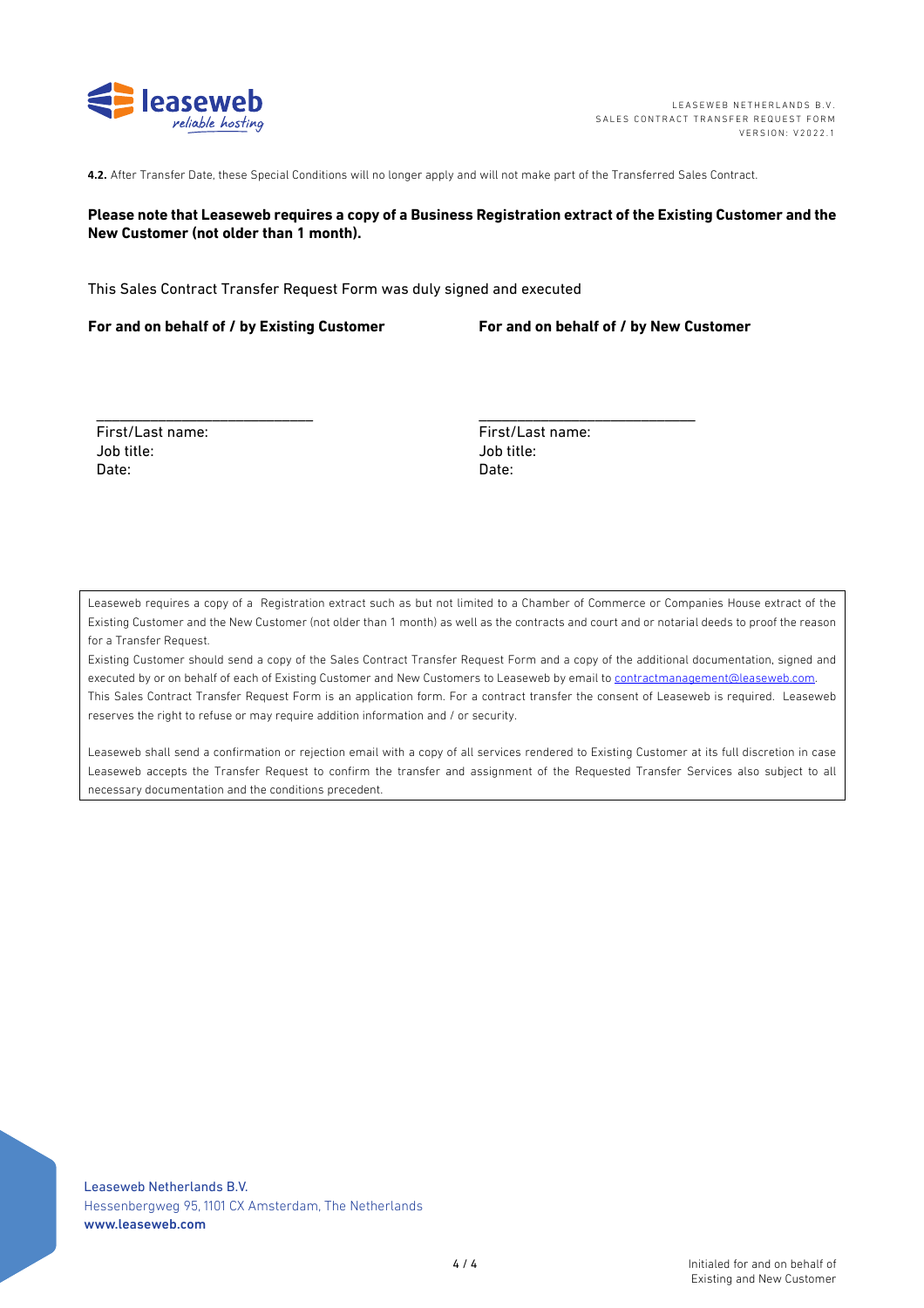**4.2.** After Transfer Date, these Special Conditions will no longer apply and will not make part of the Transferred Sales Contract.

**Please note that Leaseweb requires a copy of a Business Registration extract of the Existing Customer and the New Customer (not older than 1 month).**

This Sales Contract Transfer Request Form was duly signed and executed

| **For and on behalf of / by Existing Customer** | **For and on behalf of / by New Customer** |
| --- | --- |
| ____________________________ | ____________________________ |
| First/Last name: | First/Last name: |
| Job title: | Job title: |
| Date: | Date: |

Leaseweb requires a copy of a Registration extract such as but not limited to a Chamber of Commerce or Companies House extract of the Existing Customer and the New Customer (not older than 1 month) as well as the contracts and court and or notarial deeds to proof the reason for a Transfer Request.

Existing Customer should send a copy of the Sales Contract Transfer Request Form and a copy of the additional documentation, signed and executed by or on behalf of each of Existing Customer and New Customers to Leaseweb by email to contractmanagement@leaseweb.com.

This Sales Contract Transfer Request Form is an application form. For a contract transfer the consent of Leaseweb is required. Leaseweb reserves the right to refuse or may require addition information and / or security.

Leaseweb shall send a confirmation or rejection email with a copy of all services rendered to Existing Customer at its full discretion in case Leaseweb accepts the Transfer Request to confirm the transfer and assignment of the Requested Transfer Services also subject to all necessary documentation and the conditions precedent.